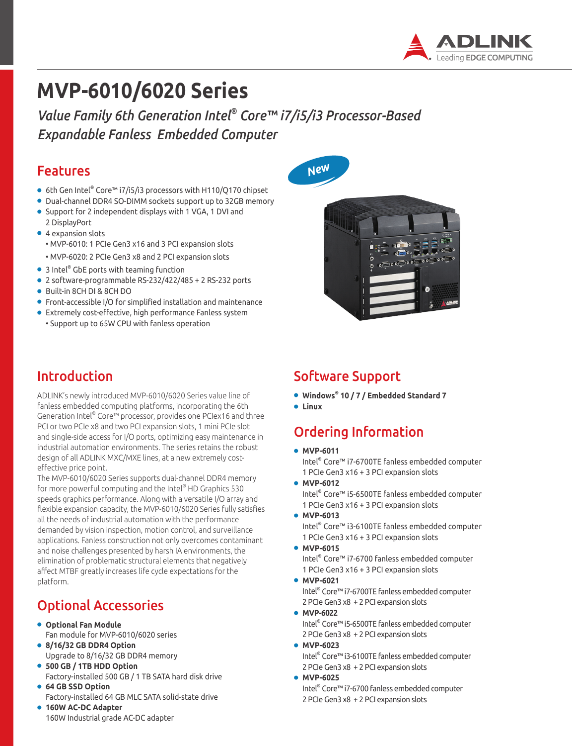# MVP-6010/6020 Series

*Value Family 6th Generation Intel® Core™ i7/i5/i3 Processor-Based Expandable Fanless Embedded Computer*

## Features

- 6th Gen Intel® Core™ i7/i5/i3 processors with H110/Q170 chipset
- Dual-channel DDR4 SO-DIMM sockets support up to 32GB memory
- Support for 2 independent displays with 1 VGA, 1 DVI and 2 DisplayPort
- 4 expansion slots
  - MVP-6010: 1 PCIe Gen3 x16 and 3 PCI expansion slots
  - MVP-6020: 2 PCIe Gen3 x8 and 2 PCI expansion slots
- 3 Intel® GbE ports with teaming function
- 2 software-programmable RS-232/422/485 + 2 RS-232 ports
- Built-in 8CH DI & 8CH DO
- Front-accessible I/O for simplified installation and maintenance
- Extremely cost-effective, high performance Fanless system
  - Support up to 65W CPU with fanless operation

## Introduction

ADLINK's newly introduced MVP-6010/6020 Series value line of fanless embedded computing platforms, incorporating the 6th Generation Intel® Core™ processor, provides one PCIex16 and three PCI or two PCIe x8 and two PCI expansion slots, 1 mini PCIe slot and single-side access for I/O ports, optimizing easy maintenance in industrial automation environments. The series retains the robust design of all ADLINK MXC/MXE lines, at a new extremely cost-effective price point.

The MVP-6010/6020 Series supports dual-channel DDR4 memory for more powerful computing and the Intel® HD Graphics 530 speeds graphics performance. Along with a versatile I/O array and flexible expansion capacity, the MVP-6010/6020 Series fully satisfies all the needs of industrial automation with the performance demanded by vision inspection, motion control, and surveillance applications. Fanless construction not only overcomes contaminant and noise challenges presented by harsh IA environments, the elimination of problematic structural elements that negatively affect MTBF greatly increases life cycle expectations for the platform.

## Optional Accessories

- **Optional Fan Module**
  Fan module for MVP-6010/6020 series
- **8/16/32 GB DDR4 Option**
  Upgrade to 8/16/32 GB DDR4 memory
- **500 GB / 1TB HDD Option**
  Factory-installed 500 GB / 1 TB SATA hard disk drive
- **64 GB SSD Option**
  Factory-installed 64 GB MLC SATA solid-state drive
- **160W AC-DC Adapter**
  160W Industrial grade AC-DC adapter

## Software Support

- **Windows® 10 / 7 / Embedded Standard 7**
- **Linux**

## Ordering Information

- **MVP-6011**
  Intel® Core™ i7-6700TE fanless embedded computer
  1 PCIe Gen3 x16 + 3 PCI expansion slots
- **MVP-6012**
  Intel® Core™ i5-6500TE fanless embedded computer
  1 PCIe Gen3 x16 + 3 PCI expansion slots
- **MVP-6013**
  Intel® Core™ i3-6100TE fanless embedded computer
  1 PCIe Gen3 x16 + 3 PCI expansion slots
- **MVP-6015**
  Intel® Core™ i7-6700 fanless embedded computer
  1 PCIe Gen3 x16 + 3 PCI expansion slots
- **MVP-6021**
  Intel® Core™ i7-6700TE fanless embedded computer
  2 PCIe Gen3 x8 + 2 PCI expansion slots
- **MVP-6022**
  Intel® Core™ i5-6500TE fanless embedded computer
  2 PCIe Gen3 x8 + 2 PCI expansion slots
- **MVP-6023**
  Intel® Core™ i3-6100TE fanless embedded computer
  2 PCIe Gen3 x8 + 2 PCI expansion slots
- **MVP-6025**
  Intel® Core™ i7-6700 fanless embedded computer
  2 PCIe Gen3 x8 + 2 PCI expansion slots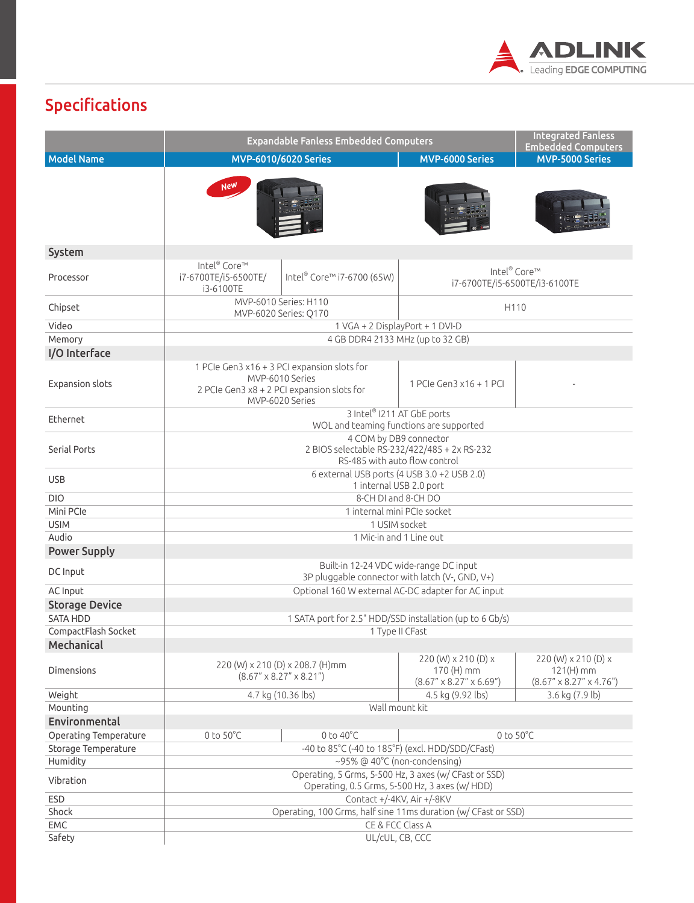## Specifications

| | Expandable Fanless Embedded Computers | | | Integrated Fanless Embedded Computers |
|---|---|---|---|---|
| **Model Name** | **MVP-6010/6020 Series** | | **MVP-6000 Series** | **MVP-5000 Series** |
| | New | | | |
| **System** | | | | |
| Processor | Intel® Core™ i7-6700TE/i5-6500TE/ i3-6100TE | Intel® Core™ i7-6700 (65W) | Intel® Core™ i7-6700TE/i5-6500TE/i3-6100TE | |
| Chipset | MVP-6010 Series: H110<br>MVP-6020 Series: Q170 | | H110 | |
| Video | 1 VGA + 2 DisplayPort + 1 DVI-D | | | |
| Memory | 4 GB DDR4 2133 MHz (up to 32 GB) | | | |
| **I/O Interface** | | | | |
| Expansion slots | 1 PCIe Gen3 x16 + 3 PCI expansion slots for MVP-6010 Series<br>2 PCIe Gen3 x8 + 2 PCI expansion slots for MVP-6020 Series | | 1 PCIe Gen3 x16 + 1 PCI | - |
| Ethernet | 3 Intel® I211 AT GbE ports<br>WOL and teaming functions are supported | | | |
| Serial Ports | 4 COM by DB9 connector<br>2 BIOS selectable RS-232/422/485 + 2x RS-232<br>RS-485 with auto flow control | | | |
| USB | 6 external USB ports (4 USB 3.0 +2 USB 2.0)<br>1 internal USB 2.0 port | | | |
| DIO | 8-CH DI and 8-CH DO | | | |
| Mini PCIe | 1 internal mini PCIe socket | | | |
| USIM | 1 USIM socket | | | |
| Audio | 1 Mic-in and 1 Line out | | | |
| **Power Supply** | | | | |
| DC Input | Built-in 12-24 VDC wide-range DC input<br>3P pluggable connector with latch (V-, GND, V+) | | | |
| AC Input | Optional 160 W external AC-DC adapter for AC input | | | |
| **Storage Device** | | | | |
| SATA HDD | 1 SATA port for 2.5" HDD/SSD installation (up to 6 Gb/s) | | | |
| CompactFlash Socket | 1 Type II CFast | | | |
| **Mechanical** | | | | |
| Dimensions | 220 (W) x 210 (D) x 208.7 (H)mm<br>(8.67" x 8.27" x 8.21") | | 220 (W) x 210 (D) x 170 (H) mm<br>(8.67" x 8.27" x 6.69") | 220 (W) x 210 (D) x 121(H) mm<br>(8.67" x 8.27" x 4.76") |
| Weight | 4.7 kg (10.36 lbs) | | 4.5 kg (9.92 lbs) | 3.6 kg (7.9 lb) |
| Mounting | Wall mount kit | | | |
| **Environmental** | | | | |
| Operating Temperature | 0 to 50°C | 0 to 40°C | 0 to 50°C | |
| Storage Temperature | -40 to 85°C (-40 to 185°F) (excl. HDD/SDD/CFast) | | | |
| Humidity | ~95% @ 40°C (non-condensing) | | | |
| Vibration | Operating, 5 Grms, 5-500 Hz, 3 axes (w/ CFast or SSD)<br>Operating, 0.5 Grms, 5-500 Hz, 3 axes (w/ HDD) | | | |
| ESD | Contact +/-4KV, Air +/-8KV | | | |
| Shock | Operating, 100 Grms, half sine 11ms duration (w/ CFast or SSD) | | | |
| EMC | CE & FCC Class A | | | |
| Safety | UL/cUL, CB, CCC | | | |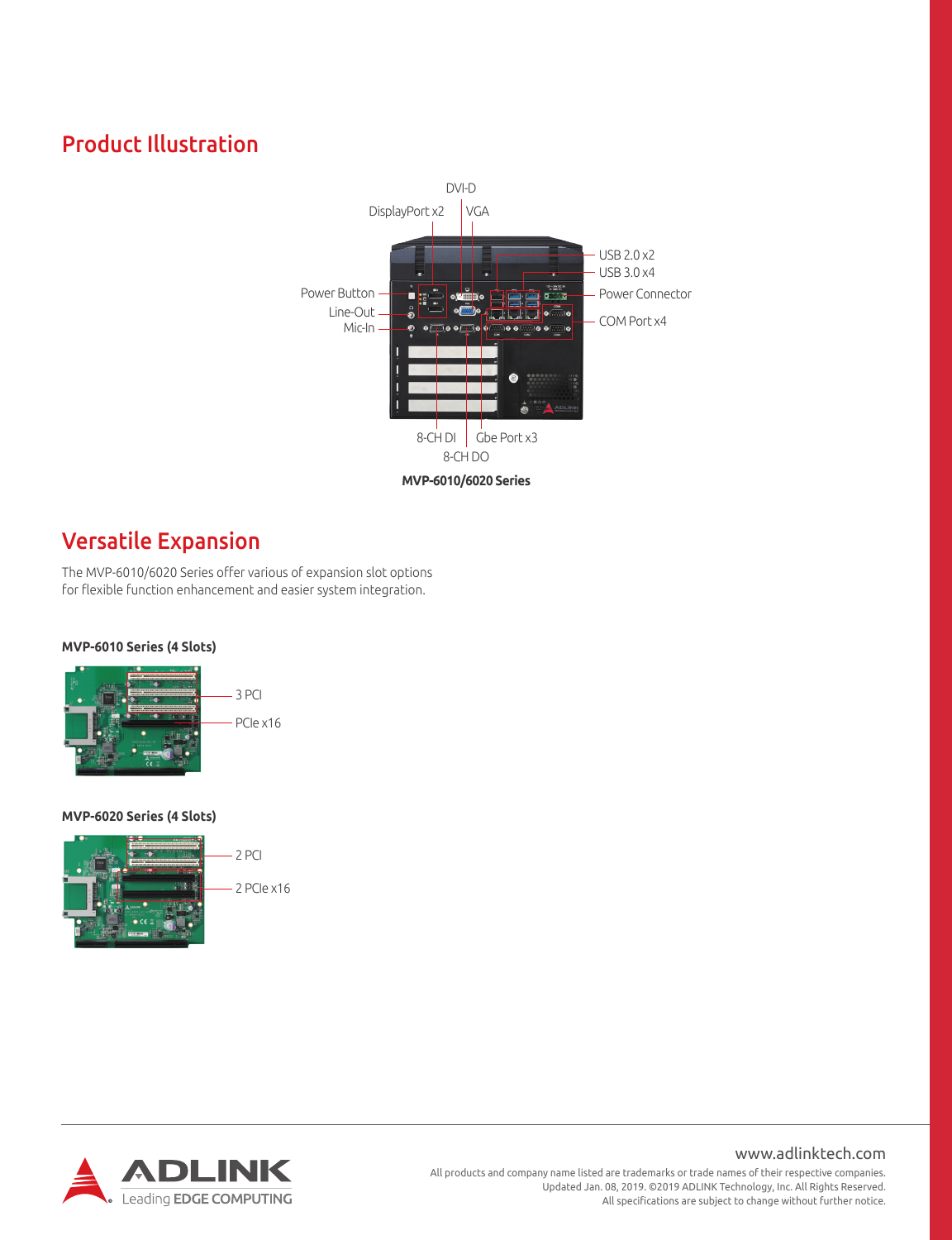## Product Illustration

DVI-D

DisplayPort x2

VGA

USB 2.0 x2

USB 3.0 x4

Power Button

Power Connector

Line-Out

COM Port x4

Mic-In

8-CH DI

Gbe Port x3

8-CH DO

**MVP-6010/6020 Series**

## Versatile Expansion

The MVP-6010/6020 Series offer various of expansion slot options for flexible function enhancement and easier system integration.

**MVP-6010 Series (4 Slots)**

3 PCI

PCIe x16

**MVP-6020 Series (4 Slots)**

2 PCI

2 PCIe x16

www.adlinktech.com

All products and company name listed are trademarks or trade names of their respective companies.
Updated Jan. 08, 2019. ©2019 ADLINK Technology, Inc. All Rights Reserved.
All specifications are subject to change without further notice.